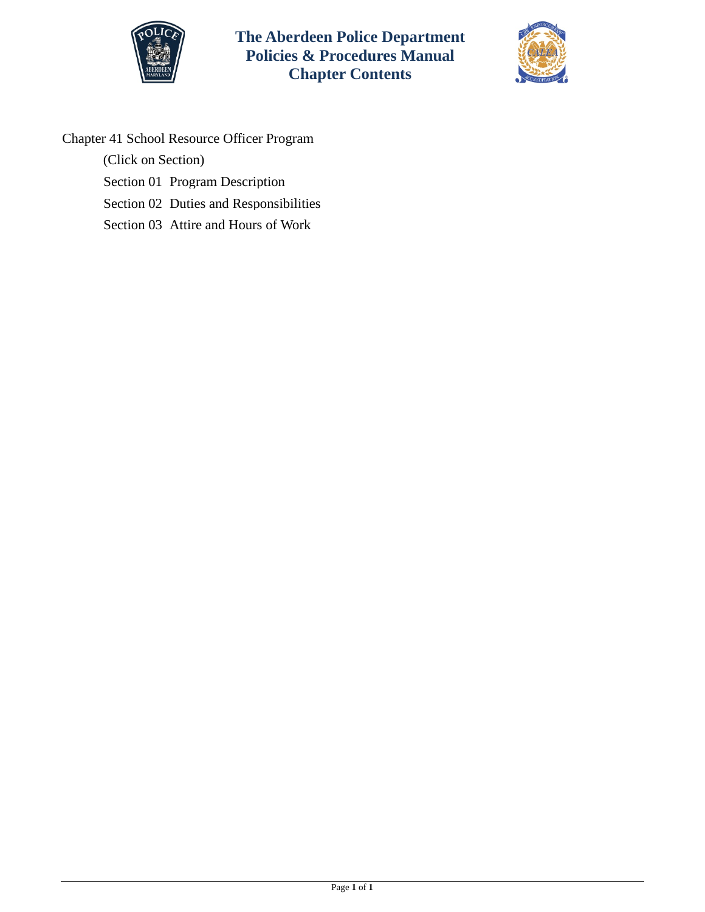# The Aberdeen Police Department
## Policies & Procedures Manual
## Chapter Contents

Chapter 41 School Resource Officer Program

(Click on Section)

Section 01 Program Description

Section 02 Duties and Responsibilities

Section 03 Attire and Hours of Work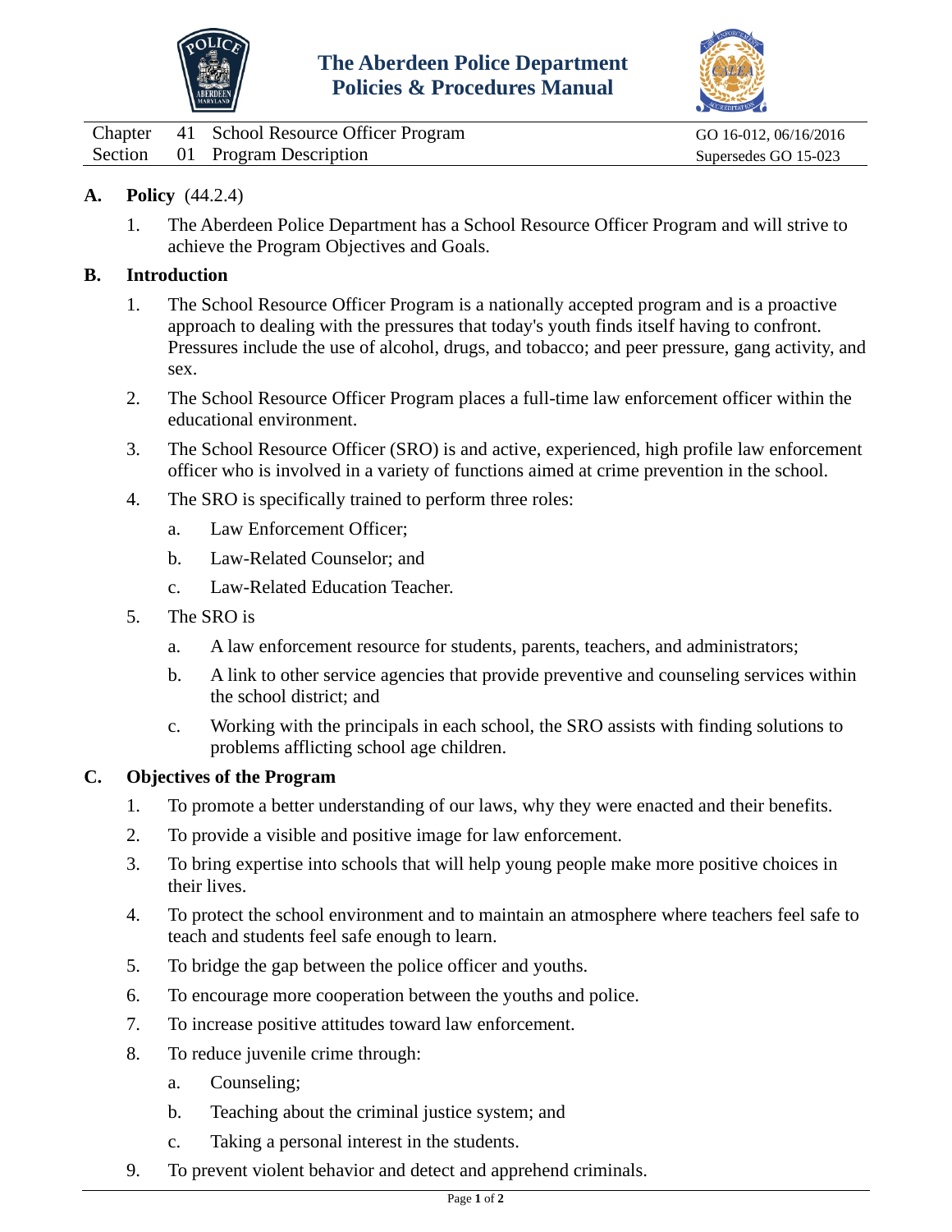# The Aberdeen Police Department
# Policies & Procedures Manual

| | | | |
|---|---|---|---|
| Chapter | 41 | School Resource Officer Program | GO 16-012, 06/16/2016 |
| Section | 01 | Program Description | Supersedes GO 15-023 |

**A. Policy** (44.2.4)

1. The Aberdeen Police Department has a School Resource Officer Program and will strive to achieve the Program Objectives and Goals.

**B. Introduction**

1. The School Resource Officer Program is a nationally accepted program and is a proactive approach to dealing with the pressures that today's youth finds itself having to confront. Pressures include the use of alcohol, drugs, and tobacco; and peer pressure, gang activity, and sex.
2. The School Resource Officer Program places a full-time law enforcement officer within the educational environment.
3. The School Resource Officer (SRO) is and active, experienced, high profile law enforcement officer who is involved in a variety of functions aimed at crime prevention in the school.
4. The SRO is specifically trained to perform three roles:
   a. Law Enforcement Officer;
   b. Law-Related Counselor; and
   c. Law-Related Education Teacher.
5. The SRO is
   a. A law enforcement resource for students, parents, teachers, and administrators;
   b. A link to other service agencies that provide preventive and counseling services within the school district; and
   c. Working with the principals in each school, the SRO assists with finding solutions to problems afflicting school age children.

**C. Objectives of the Program**

1. To promote a better understanding of our laws, why they were enacted and their benefits.
2. To provide a visible and positive image for law enforcement.
3. To bring expertise into schools that will help young people make more positive choices in their lives.
4. To protect the school environment and to maintain an atmosphere where teachers feel safe to teach and students feel safe enough to learn.
5. To bridge the gap between the police officer and youths.
6. To encourage more cooperation between the youths and police.
7. To increase positive attitudes toward law enforcement.
8. To reduce juvenile crime through:
   a. Counseling;
   b. Teaching about the criminal justice system; and
   c. Taking a personal interest in the students.
9. To prevent violent behavior and detect and apprehend criminals.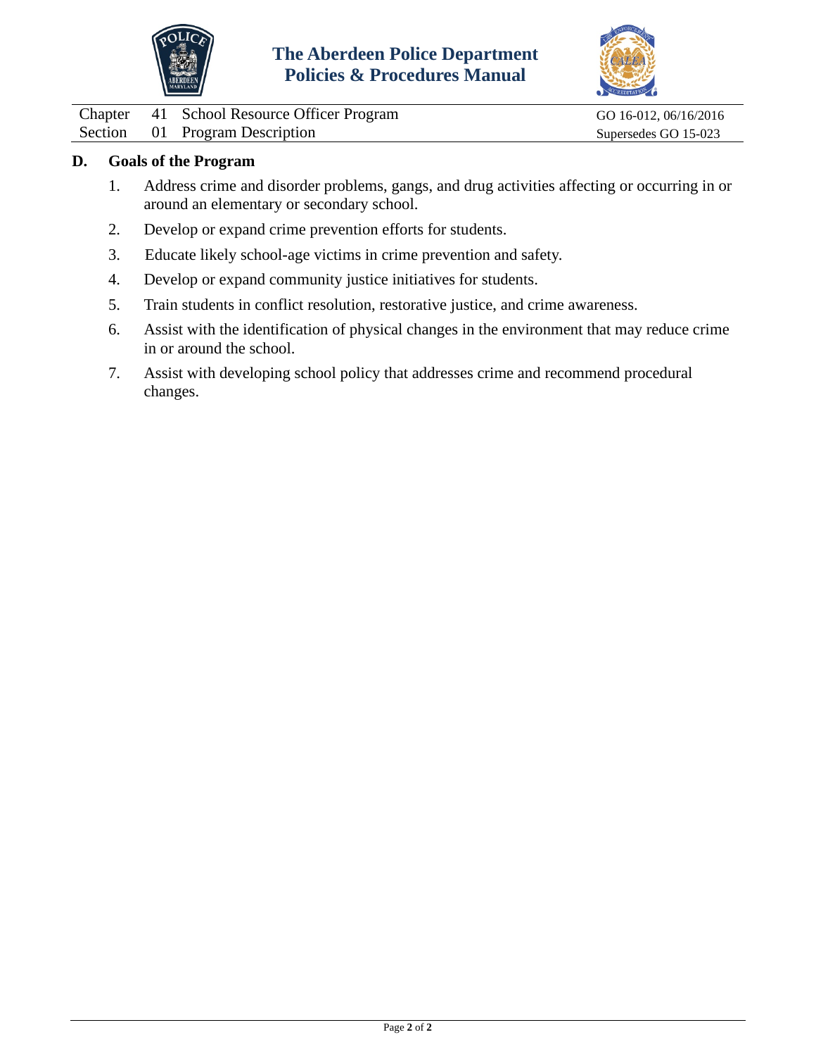## D. Goals of the Program

1. Address crime and disorder problems, gangs, and drug activities affecting or occurring in or around an elementary or secondary school.
2. Develop or expand crime prevention efforts for students.
3. Educate likely school-age victims in crime prevention and safety.
4. Develop or expand community justice initiatives for students.
5. Train students in conflict resolution, restorative justice, and crime awareness.
6. Assist with the identification of physical changes in the environment that may reduce crime in or around the school.
7. Assist with developing school policy that addresses crime and recommend procedural changes.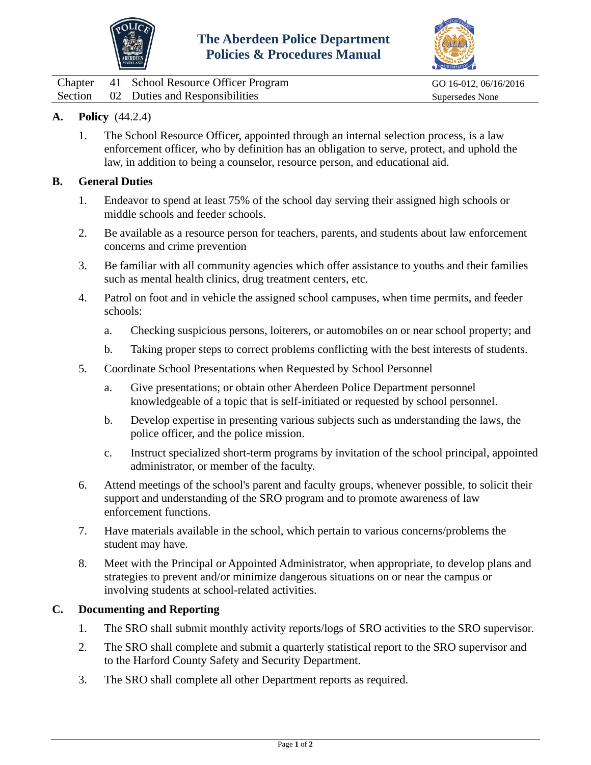# The Aberdeen Police Department Policies & Procedures Manual

| | | | |
|---|---|---|---|
| Chapter | 41 | School Resource Officer Program | GO 16-012, 06/16/2016 |
| Section | 02 | Duties and Responsibilities | Supersedes None |

## A. Policy (44.2.4)

1. The School Resource Officer, appointed through an internal selection process, is a law enforcement officer, who by definition has an obligation to serve, protect, and uphold the law, in addition to being a counselor, resource person, and educational aid.

## B. General Duties

1. Endeavor to spend at least 75% of the school day serving their assigned high schools or middle schools and feeder schools.
2. Be available as a resource person for teachers, parents, and students about law enforcement concerns and crime prevention
3. Be familiar with all community agencies which offer assistance to youths and their families such as mental health clinics, drug treatment centers, etc.
4. Patrol on foot and in vehicle the assigned school campuses, when time permits, and feeder schools:
   a. Checking suspicious persons, loiterers, or automobiles on or near school property; and
   b. Taking proper steps to correct problems conflicting with the best interests of students.
5. Coordinate School Presentations when Requested by School Personnel
   a. Give presentations; or obtain other Aberdeen Police Department personnel knowledgeable of a topic that is self-initiated or requested by school personnel.
   b. Develop expertise in presenting various subjects such as understanding the laws, the police officer, and the police mission.
   c. Instruct specialized short-term programs by invitation of the school principal, appointed administrator, or member of the faculty.
6. Attend meetings of the school's parent and faculty groups, whenever possible, to solicit their support and understanding of the SRO program and to promote awareness of law enforcement functions.
7. Have materials available in the school, which pertain to various concerns/problems the student may have.
8. Meet with the Principal or Appointed Administrator, when appropriate, to develop plans and strategies to prevent and/or minimize dangerous situations on or near the campus or involving students at school-related activities.

## C. Documenting and Reporting

1. The SRO shall submit monthly activity reports/logs of SRO activities to the SRO supervisor.
2. The SRO shall complete and submit a quarterly statistical report to the SRO supervisor and to the Harford County Safety and Security Department.
3. The SRO shall complete all other Department reports as required.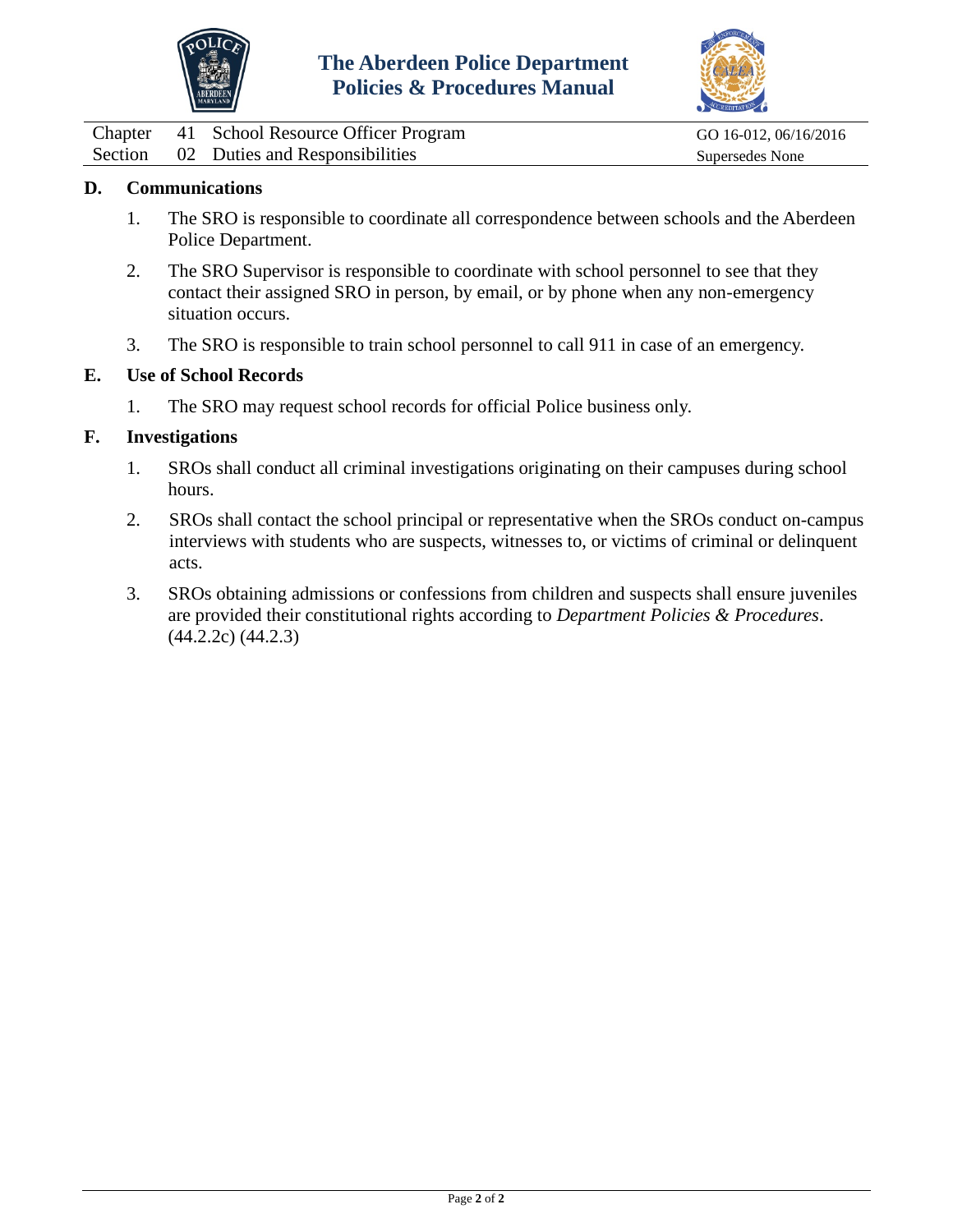## D. Communications

1. The SRO is responsible to coordinate all correspondence between schools and the Aberdeen Police Department.

2. The SRO Supervisor is responsible to coordinate with school personnel to see that they contact their assigned SRO in person, by email, or by phone when any non-emergency situation occurs.

3. The SRO is responsible to train school personnel to call 911 in case of an emergency.

## E. Use of School Records

1. The SRO may request school records for official Police business only.

## F. Investigations

1. SROs shall conduct all criminal investigations originating on their campuses during school hours.

2. SROs shall contact the school principal or representative when the SROs conduct on-campus interviews with students who are suspects, witnesses to, or victims of criminal or delinquent acts.

3. SROs obtaining admissions or confessions from children and suspects shall ensure juveniles are provided their constitutional rights according to *Department Policies & Procedures*. (44.2.2c) (44.2.3)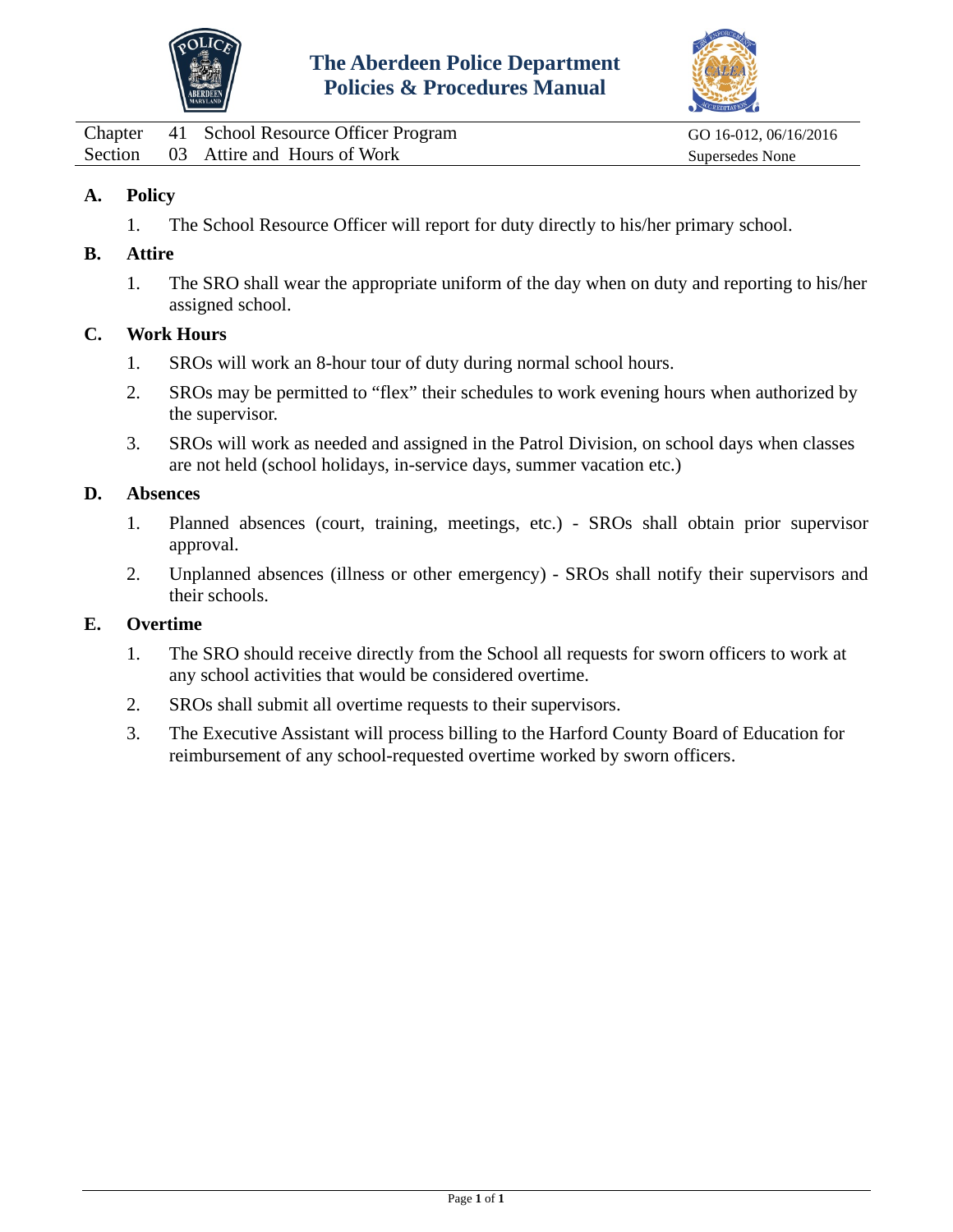Chapter 41 School Resource Officer Program — GO 16-012, 06/16/2016
Section 03 Attire and Hours of Work — Supersedes None

## A. Policy

1. The School Resource Officer will report for duty directly to his/her primary school.

## B. Attire

1. The SRO shall wear the appropriate uniform of the day when on duty and reporting to his/her assigned school.

## C. Work Hours

1. SROs will work an 8-hour tour of duty during normal school hours.
2. SROs may be permitted to “flex” their schedules to work evening hours when authorized by the supervisor.
3. SROs will work as needed and assigned in the Patrol Division, on school days when classes are not held (school holidays, in-service days, summer vacation etc.)

## D. Absences

1. Planned absences (court, training, meetings, etc.) - SROs shall obtain prior supervisor approval.
2. Unplanned absences (illness or other emergency) - SROs shall notify their supervisors and their schools.

## E. Overtime

1. The SRO should receive directly from the School all requests for sworn officers to work at any school activities that would be considered overtime.
2. SROs shall submit all overtime requests to their supervisors.
3. The Executive Assistant will process billing to the Harford County Board of Education for reimbursement of any school-requested overtime worked by sworn officers.